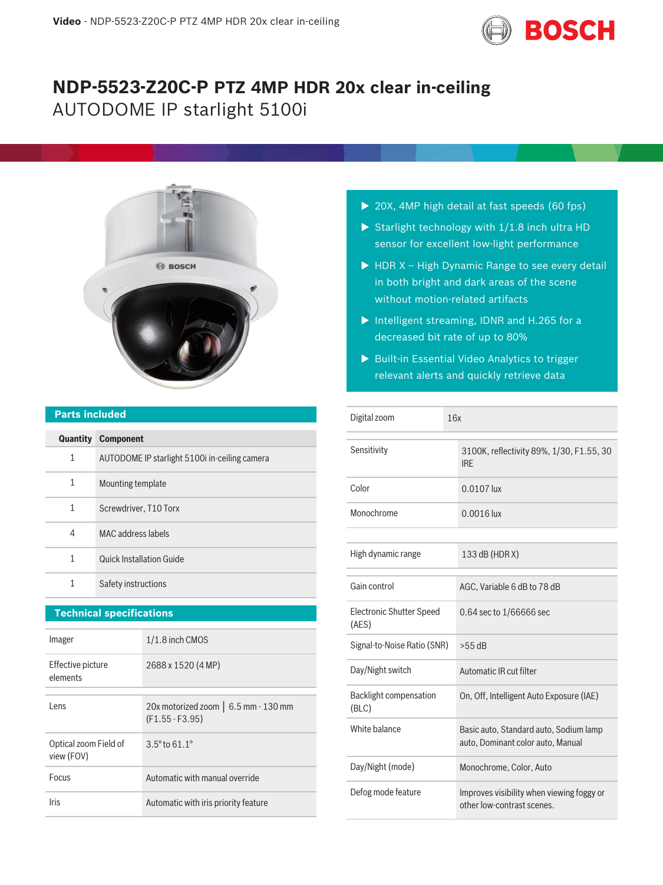# NDP-5523-Z20C-P PTZ 4MP HDR 20x clear in-ceiling

AUTODOME IP starlight 5100i

- 20X, 4MP high detail at fast speeds (60 fps)
- Starlight technology with 1/1.8 inch ultra HD sensor for excellent low-light performance
- HDR X -- High Dynamic Range to see every detail in both bright and dark areas of the scene without motion-related artifacts
- Intelligent streaming, IDNR and H.265 for a decreased bit rate of up to 80%
- Built-in Essential Video Analytics to trigger relevant alerts and quickly retrieve data

## Parts included

| Quantity | Component |
| --- | --- |
| 1 | AUTODOME IP starlight 5100i in-ceiling camera |
| 1 | Mounting template |
| 1 | Screwdriver, T10 Torx |
| 4 | MAC address labels |
| 1 | Quick Installation Guide |
| 1 | Safety instructions |

## Technical specifications

| | |
| --- | --- |
| Imager | 1/1.8 inch CMOS |
| Effective picture elements | 2688 x 1520 (4 MP) |
| Lens | 20x motorized zoom │ 6.5 mm - 130 mm (F1.55 - F3.95) |
| Optical zoom Field of view (FOV) | 3.5° to 61.1° |
| Focus | Automatic with manual override |
| Iris | Automatic with iris priority feature |
| Digital zoom | 16x |
| Sensitivity | 3100K, reflectivity 89%, 1/30, F1.55, 30 IRE |
| Color | 0.0107 lux |
| Monochrome | 0.0016 lux |
| High dynamic range | 133 dB (HDR X) |
| Gain control | AGC, Variable 6 dB to 78 dB |
| Electronic Shutter Speed (AES) | 0.64 sec to 1/66666 sec |
| Signal-to-Noise Ratio (SNR) | >55 dB |
| Day/Night switch | Automatic IR cut filter |
| Backlight compensation (BLC) | On, Off, Intelligent Auto Exposure (IAE) |
| White balance | Basic auto, Standard auto, Sodium lamp auto, Dominant color auto, Manual |
| Day/Night (mode) | Monochrome, Color, Auto |
| Defog mode feature | Improves visibility when viewing foggy or other low-contrast scenes. |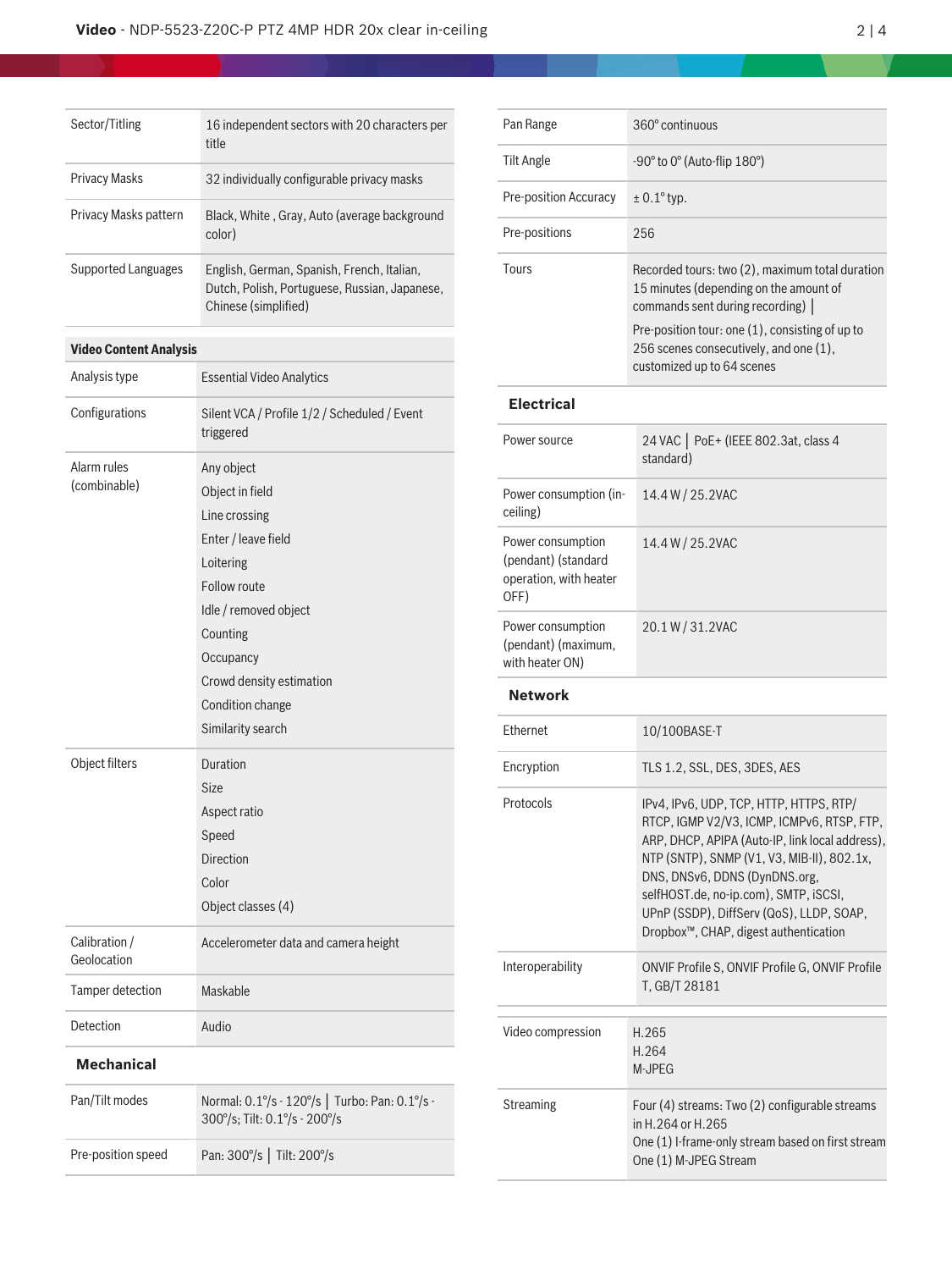| | |
|---|---|
| Sector/Titling | 16 independent sectors with 20 characters per title |
| Privacy Masks | 32 individually configurable privacy masks |
| Privacy Masks pattern | Black, White , Gray, Auto (average background color) |
| Supported Languages | English, German, Spanish, French, Italian, Dutch, Polish, Portuguese, Russian, Japanese, Chinese (simplified) |

**Video Content Analysis**

| | |
|---|---|
| Analysis type | Essential Video Analytics |
| Configurations | Silent VCA / Profile 1/2 / Scheduled / Event triggered |
| Alarm rules (combinable) | Any object<br>Object in field<br>Line crossing<br>Enter / leave field<br>Loitering<br>Follow route<br>Idle / removed object<br>Counting<br>Occupancy<br>Crowd density estimation<br>Condition change<br>Similarity search |
| Object filters | Duration<br>Size<br>Aspect ratio<br>Speed<br>Direction<br>Color<br>Object classes (4) |
| Calibration / Geolocation | Accelerometer data and camera height |
| Tamper detection | Maskable |
| Detection | Audio |

## Mechanical

| | |
|---|---|
| Pan/Tilt modes | Normal: 0.1°/s - 120°/s \| Turbo: Pan: 0.1°/s - 300°/s; Tilt: 0.1°/s - 200°/s |
| Pre-position speed | Pan: 300°/s \| Tilt: 200°/s |
| Pan Range | 360° continuous |
| Tilt Angle | -90° to 0° (Auto-flip 180°) |
| Pre-position Accuracy | ± 0.1° typ. |
| Pre-positions | 256 |
| Tours | Recorded tours: two (2), maximum total duration 15 minutes (depending on the amount of commands sent during recording) \|<br>Pre-position tour: one (1), consisting of up to 256 scenes consecutively, and one (1), customized up to 64 scenes |

## Electrical

| | |
|---|---|
| Power source | 24 VAC \| PoE+ (IEEE 802.3at, class 4 standard) |
| Power consumption (in-ceiling) | 14.4 W / 25.2VAC |
| Power consumption (pendant) (standard operation, with heater OFF) | 14.4 W / 25.2VAC |
| Power consumption (pendant) (maximum, with heater ON) | 20.1 W / 31.2VAC |

## Network

| | |
|---|---|
| Ethernet | 10/100BASE-T |
| Encryption | TLS 1.2, SSL, DES, 3DES, AES |
| Protocols | IPv4, IPv6, UDP, TCP, HTTP, HTTPS, RTP/RTCP, IGMP V2/V3, ICMP, ICMPv6, RTSP, FTP, ARP, DHCP, APIPA (Auto-IP, link local address), NTP (SNTP), SNMP (V1, V3, MIB-II), 802.1x, DNS, DNSv6, DDNS (DynDNS.org, selfHOST.de, no-ip.com), SMTP, iSCSI, UPnP (SSDP), DiffServ (QoS), LLDP, SOAP, Dropbox™, CHAP, digest authentication |
| Interoperability | ONVIF Profile S, ONVIF Profile G, ONVIF Profile T, GB/T 28181 |
| Video compression | H.265<br>H.264<br>M-JPEG |
| Streaming | Four (4) streams: Two (2) configurable streams in H.264 or H.265<br>One (1) I-frame-only stream based on first stream<br>One (1) M-JPEG Stream |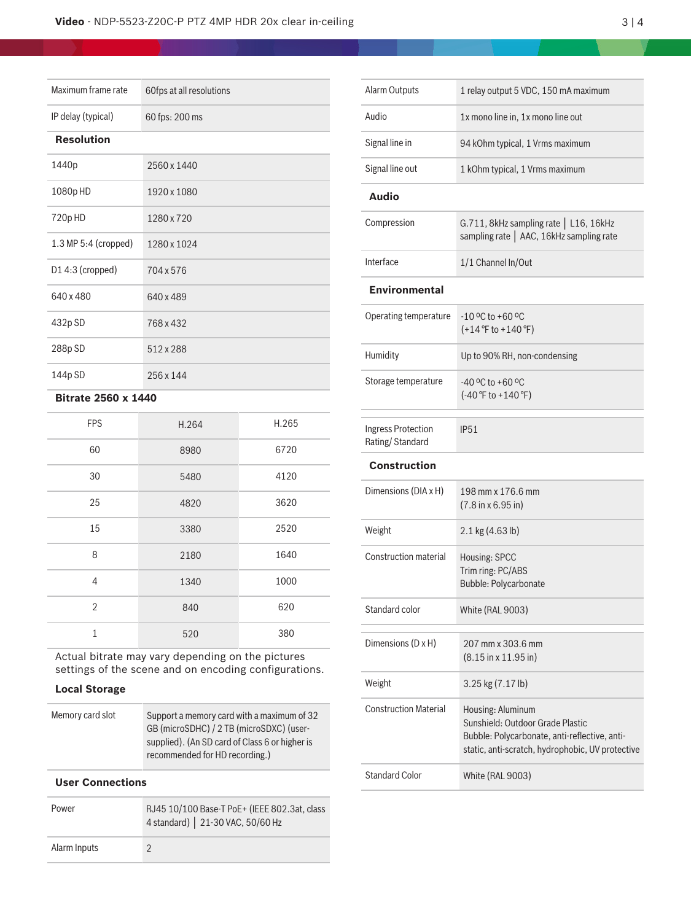| | |
|---|---|
| Maximum frame rate | 60fps at all resolutions |
| IP delay (typical) | 60 fps: 200 ms |

**Resolution**

| | |
|---|---|
| 1440p | 2560 x 1440 |
| 1080p HD | 1920 x 1080 |
| 720p HD | 1280 x 720 |
| 1.3 MP 5:4 (cropped) | 1280 x 1024 |
| D1 4:3 (cropped) | 704 x 576 |
| 640 x 480 | 640 x 489 |
| 432p SD | 768 x 432 |
| 288p SD | 512 x 288 |
| 144p SD | 256 x 144 |

**Bitrate 2560 x 1440**

| FPS | H.264 | H.265 |
|---|---|---|
| 60 | 8980 | 6720 |
| 30 | 5480 | 4120 |
| 25 | 4820 | 3620 |
| 15 | 3380 | 2520 |
| 8 | 2180 | 1640 |
| 4 | 1340 | 1000 |
| 2 | 840 | 620 |
| 1 | 520 | 380 |

Actual bitrate may vary depending on the pictures settings of the scene and on encoding configurations.

**Local Storage**

| | |
|---|---|
| Memory card slot | Support a memory card with a maximum of 32 GB (microSDHC) / 2 TB (microSDXC) (user-supplied). (An SD card of Class 6 or higher is recommended for HD recording.) |

**User Connections**

| | |
|---|---|
| Power | RJ45 10/100 Base-T PoE+ (IEEE 802.3at, class 4 standard) \| 21-30 VAC, 50/60 Hz |
| Alarm Inputs | 2 |
| Alarm Outputs | 1 relay output 5 VDC, 150 mA maximum |
| Audio | 1x mono line in, 1x mono line out |
| Signal line in | 94 kOhm typical, 1 Vrms maximum |
| Signal line out | 1 kOhm typical, 1 Vrms maximum |

**Audio**

| | |
|---|---|
| Compression | G.711, 8kHz sampling rate \| L16, 16kHz sampling rate \| AAC, 16kHz sampling rate |
| Interface | 1/1 Channel In/Out |

**Environmental**

| | |
|---|---|
| Operating temperature | -10 ºC to +60 ºC<br>(+14 ºF to +140 ºF) |
| Humidity | Up to 90% RH, non-condensing |
| Storage temperature | -40 ºC to +60 ºC<br>(-40 ºF to +140 ºF) |
| Ingress Protection Rating/ Standard | IP51 |

**Construction**

| | |
|---|---|
| Dimensions (DIA x H) | 198 mm x 176.6 mm<br>(7.8 in x 6.95 in) |
| Weight | 2.1 kg (4.63 lb) |
| Construction material | Housing: SPCC<br>Trim ring: PC/ABS<br>Bubble: Polycarbonate |
| Standard color | White (RAL 9003) |
| Dimensions (D x H) | 207 mm x 303.6 mm<br>(8.15 in x 11.95 in) |
| Weight | 3.25 kg (7.17 lb) |
| Construction Material | Housing: Aluminum<br>Sunshield: Outdoor Grade Plastic<br>Bubble: Polycarbonate, anti-reflective, anti-static, anti-scratch, hydrophobic, UV protective |
| Standard Color | White (RAL 9003) |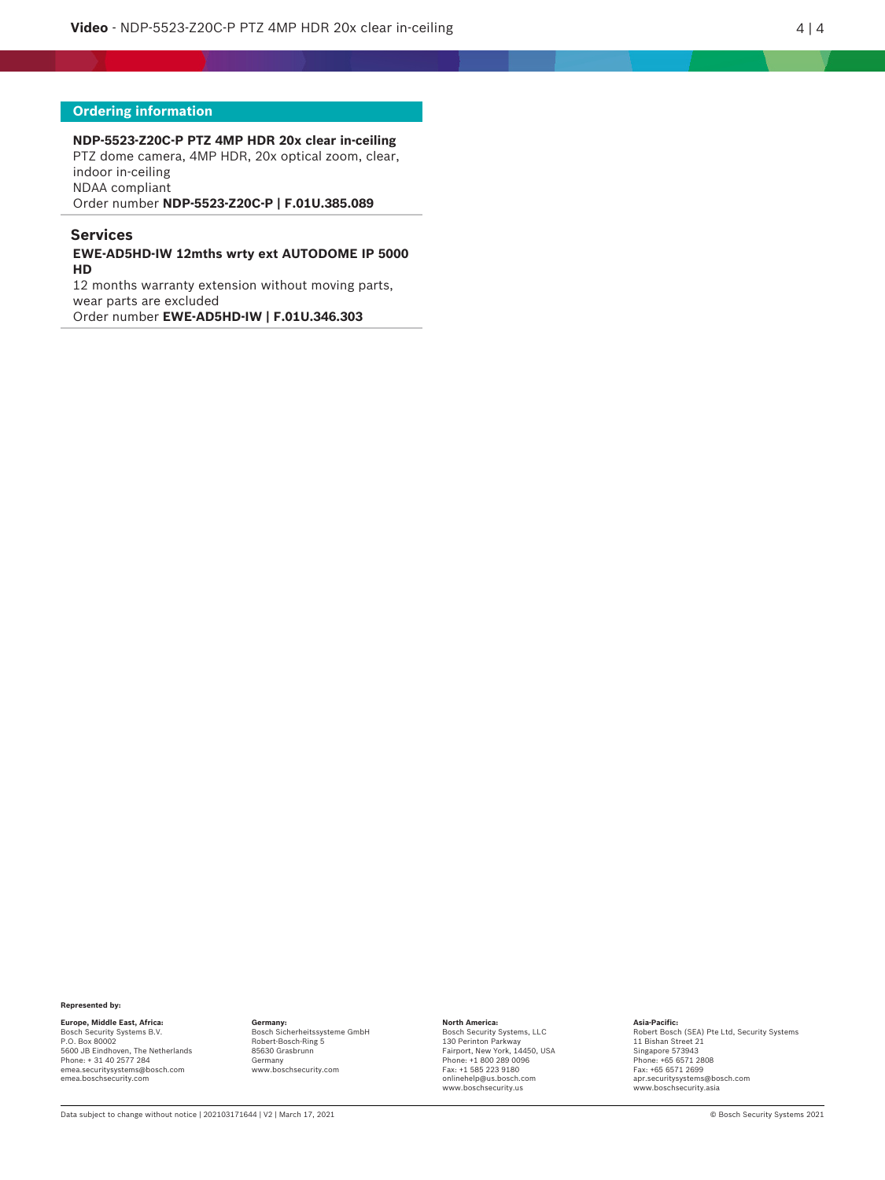## Ordering information

**NDP-5523-Z20C-P PTZ 4MP HDR 20x clear in-ceiling**
PTZ dome camera, 4MP HDR, 20x optical zoom, clear, indoor in-ceiling
NDAA compliant
Order number **NDP-5523-Z20C-P | F.01U.385.089**

### Services

**EWE-AD5HD-IW 12mths wrty ext AUTODOME IP 5000 HD**
12 months warranty extension without moving parts, wear parts are excluded
Order number **EWE-AD5HD-IW | F.01U.346.303**

**Represented by:**

**Europe, Middle East, Africa:**
Bosch Security Systems B.V.
P.O. Box 80002
5600 JB Eindhoven, The Netherlands
Phone: + 31 40 2577 284
emea.securitysystems@bosch.com
emea.boschsecurity.com

**Germany:**
Bosch Sicherheitssysteme GmbH
Robert-Bosch-Ring 5
85630 Grasbrunn
Germany
www.boschsecurity.com

**North America:**
Bosch Security Systems, LLC
130 Perinton Parkway
Fairport, New York, 14450, USA
Phone: +1 800 289 0096
Fax: +1 585 223 9180
onlinehelp@us.bosch.com
www.boschsecurity.us

**Asia-Pacific:**
Robert Bosch (SEA) Pte Ltd, Security Systems
11 Bishan Street 21
Singapore 573943
Phone: +65 6571 2808
Fax: +65 6571 2699
apr.securitysystems@bosch.com
www.boschsecurity.asia

Data subject to change without notice | 202103171644 | V2 | March 17, 2021

© Bosch Security Systems 2021